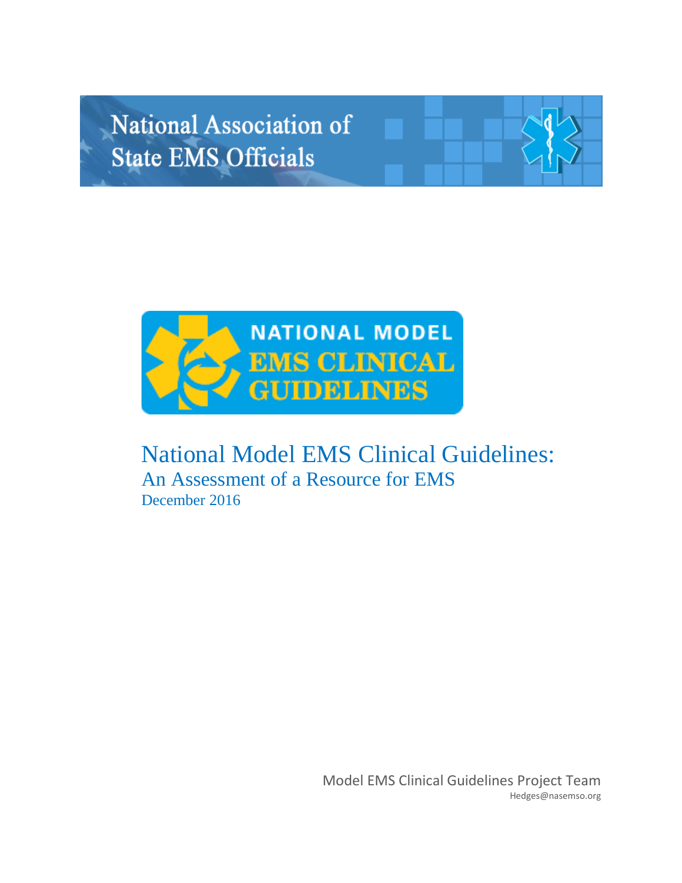National Association of State EMS Officials

NATIONAL MODEL EMS CLINICAL GUIDELINES

# National Model EMS Clinical Guidelines:

## An Assessment of a Resource for EMS

December 2016

Model EMS Clinical Guidelines Project Team

Hedges@nasemso.org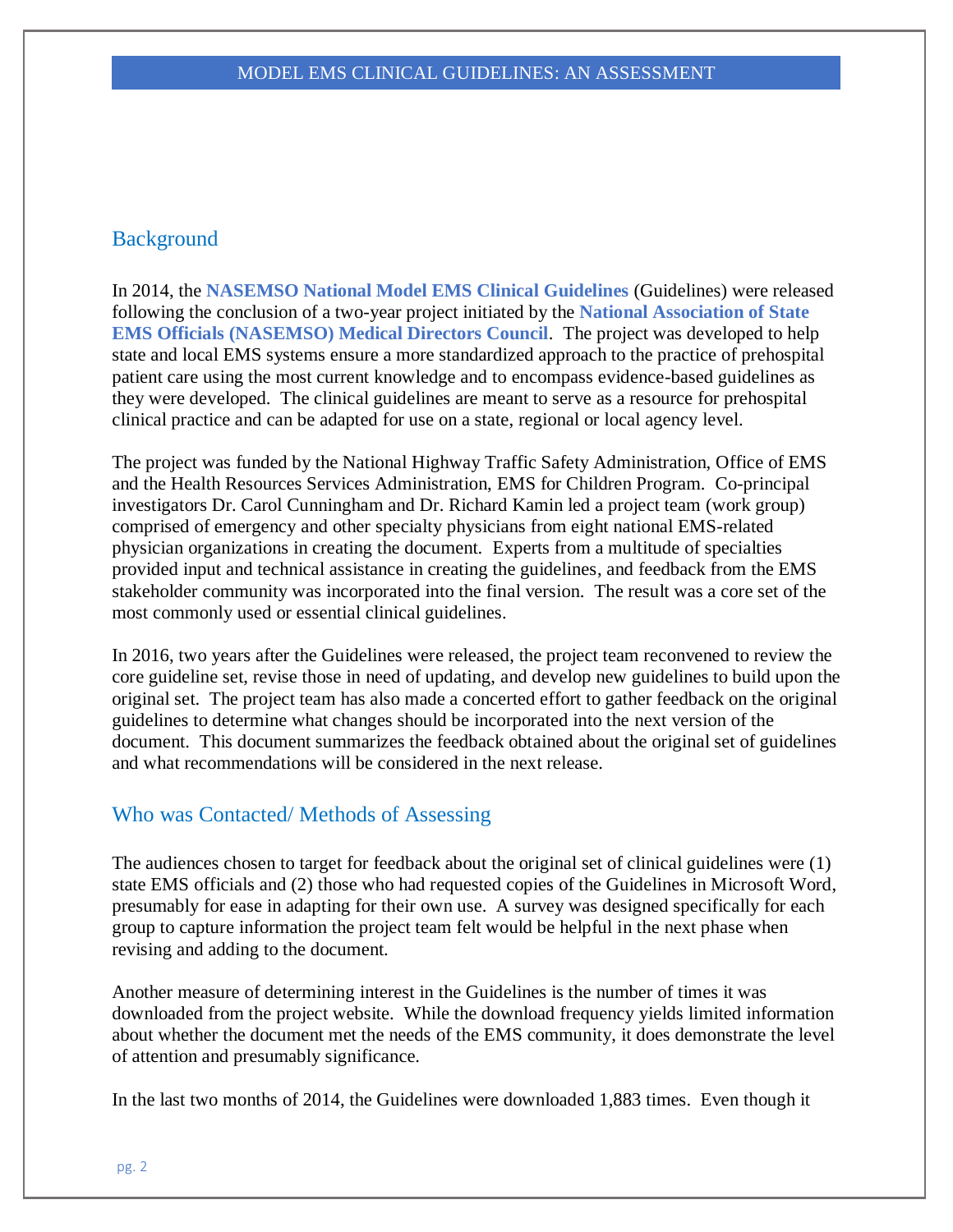## Background

In 2014, the **NASEMSO National Model EMS Clinical Guidelines** (Guidelines) were released following the conclusion of a two-year project initiated by the **National Association of State EMS Officials (NASEMSO) Medical Directors Council**. The project was developed to help state and local EMS systems ensure a more standardized approach to the practice of prehospital patient care using the most current knowledge and to encompass evidence-based guidelines as they were developed. The clinical guidelines are meant to serve as a resource for prehospital clinical practice and can be adapted for use on a state, regional or local agency level.

The project was funded by the National Highway Traffic Safety Administration, Office of EMS and the Health Resources Services Administration, EMS for Children Program. Co-principal investigators Dr. Carol Cunningham and Dr. Richard Kamin led a project team (work group) comprised of emergency and other specialty physicians from eight national EMS-related physician organizations in creating the document. Experts from a multitude of specialties provided input and technical assistance in creating the guidelines, and feedback from the EMS stakeholder community was incorporated into the final version. The result was a core set of the most commonly used or essential clinical guidelines.

In 2016, two years after the Guidelines were released, the project team reconvened to review the core guideline set, revise those in need of updating, and develop new guidelines to build upon the original set. The project team has also made a concerted effort to gather feedback on the original guidelines to determine what changes should be incorporated into the next version of the document. This document summarizes the feedback obtained about the original set of guidelines and what recommendations will be considered in the next release.

## Who was Contacted/ Methods of Assessing

The audiences chosen to target for feedback about the original set of clinical guidelines were (1) state EMS officials and (2) those who had requested copies of the Guidelines in Microsoft Word, presumably for ease in adapting for their own use. A survey was designed specifically for each group to capture information the project team felt would be helpful in the next phase when revising and adding to the document.

Another measure of determining interest in the Guidelines is the number of times it was downloaded from the project website. While the download frequency yields limited information about whether the document met the needs of the EMS community, it does demonstrate the level of attention and presumably significance.

In the last two months of 2014, the Guidelines were downloaded 1,883 times. Even though it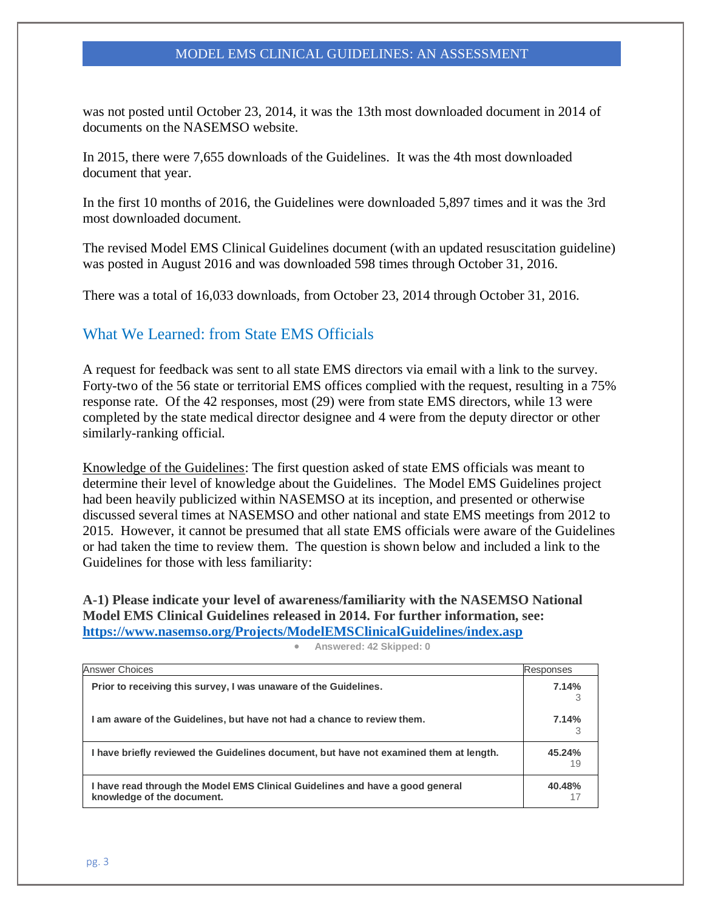was not posted until October 23, 2014, it was the 13th most downloaded document in 2014 of documents on the NASEMSO website.

In 2015, there were 7,655 downloads of the Guidelines. It was the 4th most downloaded document that year.

In the first 10 months of 2016, the Guidelines were downloaded 5,897 times and it was the 3rd most downloaded document.

The revised Model EMS Clinical Guidelines document (with an updated resuscitation guideline) was posted in August 2016 and was downloaded 598 times through October 31, 2016.

There was a total of 16,033 downloads, from October 23, 2014 through October 31, 2016.

## What We Learned: from State EMS Officials

A request for feedback was sent to all state EMS directors via email with a link to the survey. Forty-two of the 56 state or territorial EMS offices complied with the request, resulting in a 75% response rate. Of the 42 responses, most (29) were from state EMS directors, while 13 were completed by the state medical director designee and 4 were from the deputy director or other similarly-ranking official.

Knowledge of the Guidelines: The first question asked of state EMS officials was meant to determine their level of knowledge about the Guidelines. The Model EMS Guidelines project had been heavily publicized within NASEMSO at its inception, and presented or otherwise discussed several times at NASEMSO and other national and state EMS meetings from 2012 to 2015. However, it cannot be presumed that all state EMS officials were aware of the Guidelines or had taken the time to review them. The question is shown below and included a link to the Guidelines for those with less familiarity:

**A-1) Please indicate your level of awareness/familiarity with the NASEMSO National Model EMS Clinical Guidelines released in 2014. For further information, see: https://www.nasemso.org/Projects/ModelEMSClinicalGuidelines/index.asp**

- Answered: 42 Skipped: 0

| Answer Choices | Responses |
|---|---|
| **Prior to receiving this survey, I was unaware of the Guidelines.** | **7.14%** 3 |
| **I am aware of the Guidelines, but have not had a chance to review them.** | **7.14%** 3 |
| **I have briefly reviewed the Guidelines document, but have not examined them at length.** | **45.24%** 19 |
| **I have read through the Model EMS Clinical Guidelines and have a good general knowledge of the document.** | **40.48%** 17 |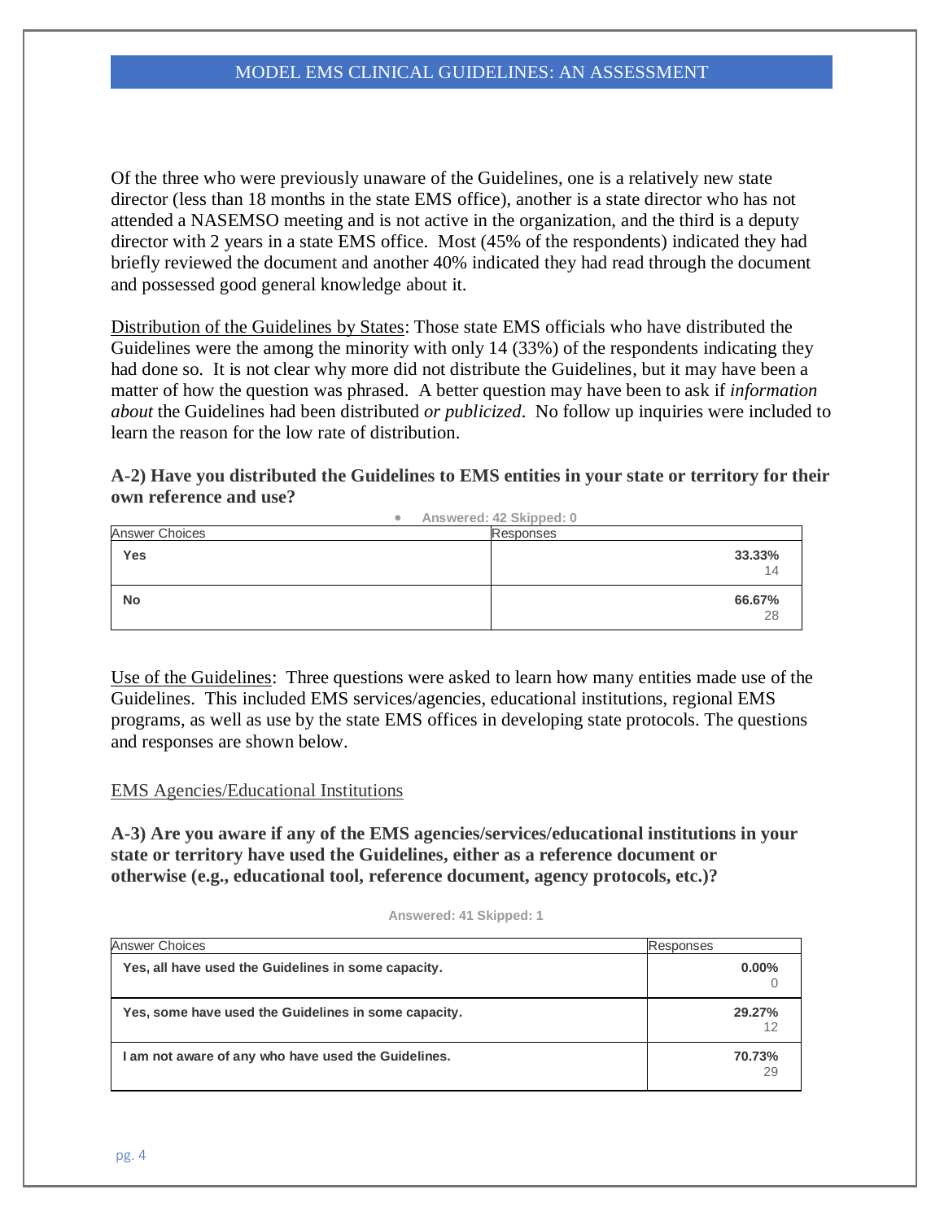Of the three who were previously unaware of the Guidelines, one is a relatively new state director (less than 18 months in the state EMS office), another is a state director who has not attended a NASEMSO meeting and is not active in the organization, and the third is a deputy director with 2 years in a state EMS office. Most (45% of the respondents) indicated they had briefly reviewed the document and another 40% indicated they had read through the document and possessed good general knowledge about it.

Distribution of the Guidelines by States: Those state EMS officials who have distributed the Guidelines were the among the minority with only 14 (33%) of the respondents indicating they had done so. It is not clear why more did not distribute the Guidelines, but it may have been a matter of how the question was phrased. A better question may have been to ask if *information about* the Guidelines had been distributed *or publicized*. No follow up inquiries were included to learn the reason for the low rate of distribution.

**A-2) Have you distributed the Guidelines to EMS entities in your state or territory for their own reference and use?**

- **Answered: 42 Skipped: 0**

| Answer Choices | Responses |
|---|---|
| **Yes** | **33.33%** 14 |
| **No** | **66.67%** 28 |

Use of the Guidelines: Three questions were asked to learn how many entities made use of the Guidelines. This included EMS services/agencies, educational institutions, regional EMS programs, as well as use by the state EMS offices in developing state protocols. The questions and responses are shown below.

EMS Agencies/Educational Institutions

**A-3) Are you aware if any of the EMS agencies/services/educational institutions in your state or territory have used the Guidelines, either as a reference document or otherwise (e.g., educational tool, reference document, agency protocols, etc.)?**

**Answered: 41 Skipped: 1**

| Answer Choices | Responses |
|---|---|
| **Yes, all have used the Guidelines in some capacity.** | **0.00%** 0 |
| **Yes, some have used the Guidelines in some capacity.** | **29.27%** 12 |
| **I am not aware of any who have used the Guidelines.** | **70.73%** 29 |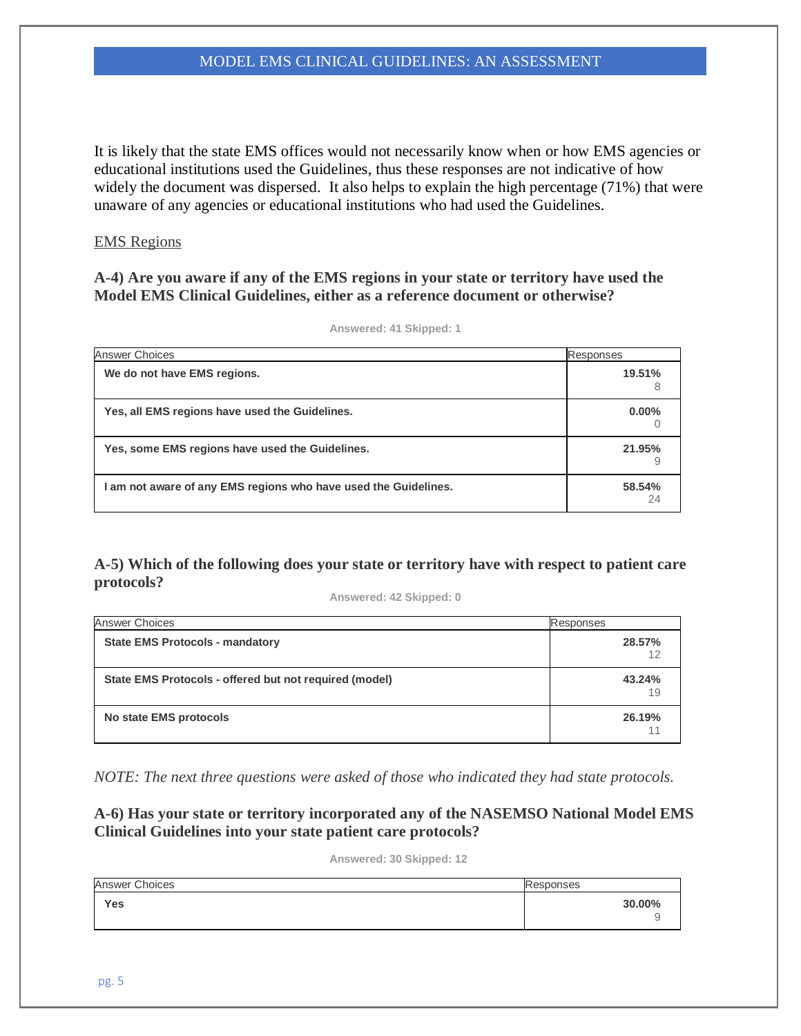It is likely that the state EMS offices would not necessarily know when or how EMS agencies or educational institutions used the Guidelines, thus these responses are not indicative of how widely the document was dispersed. It also helps to explain the high percentage (71%) that were unaware of any agencies or educational institutions who had used the Guidelines.

## EMS Regions

### A-4) Are you aware if any of the EMS regions in your state or territory have used the Model EMS Clinical Guidelines, either as a reference document or otherwise?

Answered: 41 Skipped: 1

| Answer Choices | Responses |
|---|---|
| **We do not have EMS regions.** | **19.51%** 8 |
| **Yes, all EMS regions have used the Guidelines.** | **0.00%** 0 |
| **Yes, some EMS regions have used the Guidelines.** | **21.95%** 9 |
| **I am not aware of any EMS regions who have used the Guidelines.** | **58.54%** 24 |

### A-5) Which of the following does your state or territory have with respect to patient care protocols?

Answered: 42 Skipped: 0

| Answer Choices | Responses |
|---|---|
| **State EMS Protocols - mandatory** | **28.57%** 12 |
| **State EMS Protocols - offered but not required (model)** | **43.24%** 19 |
| **No state EMS protocols** | **26.19%** 11 |

*NOTE: The next three questions were asked of those who indicated they had state protocols.*

### A-6) Has your state or territory incorporated any of the NASEMSO National Model EMS Clinical Guidelines into your state patient care protocols?

Answered: 30 Skipped: 12

| Answer Choices | Responses |
|---|---|
| **Yes** | **30.00%** 9 |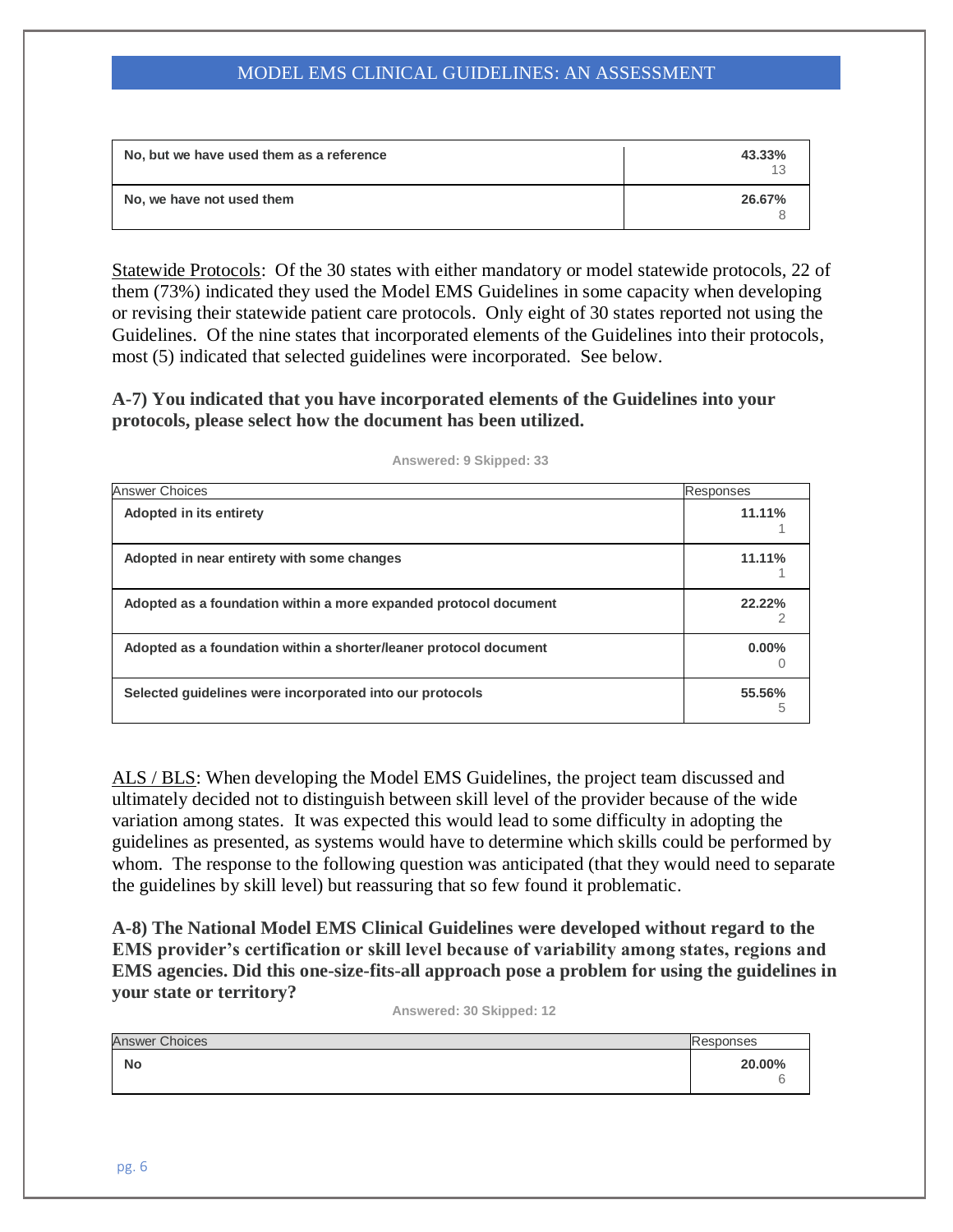| No, but we have used them as a reference | 43.33%<br>13 |
|---|---|
| No, we have not used them | 26.67%<br>8 |

Statewide Protocols: Of the 30 states with either mandatory or model statewide protocols, 22 of them (73%) indicated they used the Model EMS Guidelines in some capacity when developing or revising their statewide patient care protocols. Only eight of 30 states reported not using the Guidelines. Of the nine states that incorporated elements of the Guidelines into their protocols, most (5) indicated that selected guidelines were incorporated. See below.

**A-7) You indicated that you have incorporated elements of the Guidelines into your protocols, please select how the document has been utilized.**

Answered: 9 Skipped: 33

| Answer Choices | Responses |
|---|---|
| **Adopted in its entirety** | **11.11%**<br>1 |
| **Adopted in near entirety with some changes** | **11.11%**<br>1 |
| **Adopted as a foundation within a more expanded protocol document** | **22.22%**<br>2 |
| **Adopted as a foundation within a shorter/leaner protocol document** | **0.00%**<br>0 |
| **Selected guidelines were incorporated into our protocols** | **55.56%**<br>5 |

ALS / BLS: When developing the Model EMS Guidelines, the project team discussed and ultimately decided not to distinguish between skill level of the provider because of the wide variation among states. It was expected this would lead to some difficulty in adopting the guidelines as presented, as systems would have to determine which skills could be performed by whom. The response to the following question was anticipated (that they would need to separate the guidelines by skill level) but reassuring that so few found it problematic.

**A-8) The National Model EMS Clinical Guidelines were developed without regard to the EMS provider's certification or skill level because of variability among states, regions and EMS agencies. Did this one-size-fits-all approach pose a problem for using the guidelines in your state or territory?**

Answered: 30 Skipped: 12

| Answer Choices | Responses |
|---|---|
| **No** | **20.00%**<br>6 |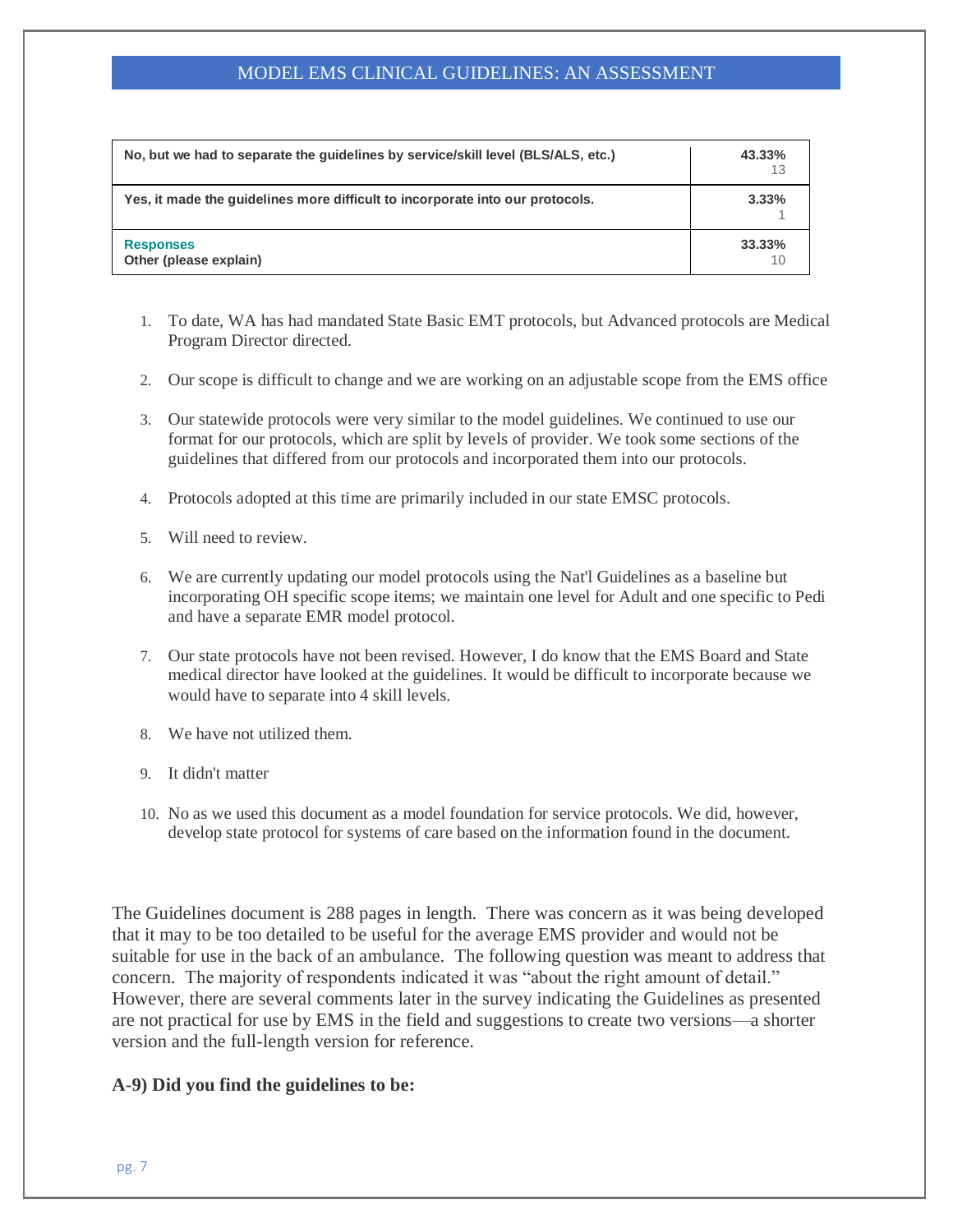| | |
|---|---|
| **No, but we had to separate the guidelines by service/skill level (BLS/ALS, etc.)** | **43.33%** 13 |
| **Yes, it made the guidelines more difficult to incorporate into our protocols.** | **3.33%** 1 |
| **Responses** **Other (please explain)** | **33.33%** 10 |

1. To date, WA has had mandated State Basic EMT protocols, but Advanced protocols are Medical Program Director directed.
2. Our scope is difficult to change and we are working on an adjustable scope from the EMS office
3. Our statewide protocols were very similar to the model guidelines. We continued to use our format for our protocols, which are split by levels of provider. We took some sections of the guidelines that differed from our protocols and incorporated them into our protocols.
4. Protocols adopted at this time are primarily included in our state EMSC protocols.
5. Will need to review.
6. We are currently updating our model protocols using the Nat'l Guidelines as a baseline but incorporating OH specific scope items; we maintain one level for Adult and one specific to Pedi and have a separate EMR model protocol.
7. Our state protocols have not been revised. However, I do know that the EMS Board and State medical director have looked at the guidelines. It would be difficult to incorporate because we would have to separate into 4 skill levels.
8. We have not utilized them.
9. It didn't matter
10. No as we used this document as a model foundation for service protocols. We did, however, develop state protocol for systems of care based on the information found in the document.

The Guidelines document is 288 pages in length. There was concern as it was being developed that it may to be too detailed to be useful for the average EMS provider and would not be suitable for use in the back of an ambulance. The following question was meant to address that concern. The majority of respondents indicated it was "about the right amount of detail." However, there are several comments later in the survey indicating the Guidelines as presented are not practical for use by EMS in the field and suggestions to create two versions—a shorter version and the full-length version for reference.

**A-9) Did you find the guidelines to be:**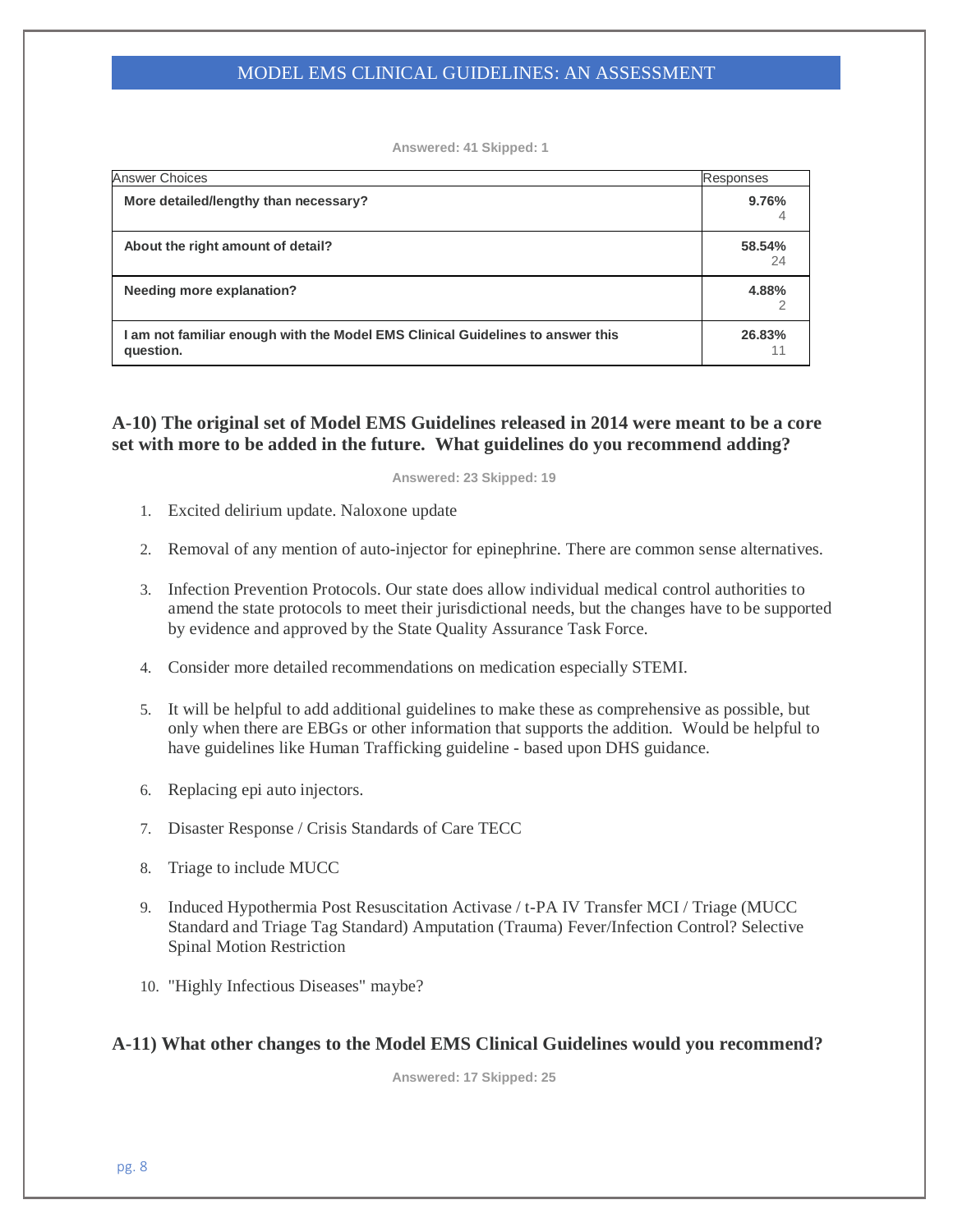Answered: 41 Skipped: 1

| Answer Choices | Responses |
|---|---|
| **More detailed/lengthy than necessary?** | **9.76%** 4 |
| **About the right amount of detail?** | **58.54%** 24 |
| **Needing more explanation?** | **4.88%** 2 |
| **I am not familiar enough with the Model EMS Clinical Guidelines to answer this question.** | **26.83%** 11 |

### A-10) The original set of Model EMS Guidelines released in 2014 were meant to be a core set with more to be added in the future. What guidelines do you recommend adding?

Answered: 23 Skipped: 19

1. Excited delirium update. Naloxone update
2. Removal of any mention of auto-injector for epinephrine. There are common sense alternatives.
3. Infection Prevention Protocols. Our state does allow individual medical control authorities to amend the state protocols to meet their jurisdictional needs, but the changes have to be supported by evidence and approved by the State Quality Assurance Task Force.
4. Consider more detailed recommendations on medication especially STEMI.
5. It will be helpful to add additional guidelines to make these as comprehensive as possible, but only when there are EBGs or other information that supports the addition. Would be helpful to have guidelines like Human Trafficking guideline - based upon DHS guidance.
6. Replacing epi auto injectors.
7. Disaster Response / Crisis Standards of Care TECC
8. Triage to include MUCC
9. Induced Hypothermia Post Resuscitation Activase / t-PA IV Transfer MCI / Triage (MUCC Standard and Triage Tag Standard) Amputation (Trauma) Fever/Infection Control? Selective Spinal Motion Restriction
10. "Highly Infectious Diseases" maybe?

### A-11) What other changes to the Model EMS Clinical Guidelines would you recommend?

Answered: 17 Skipped: 25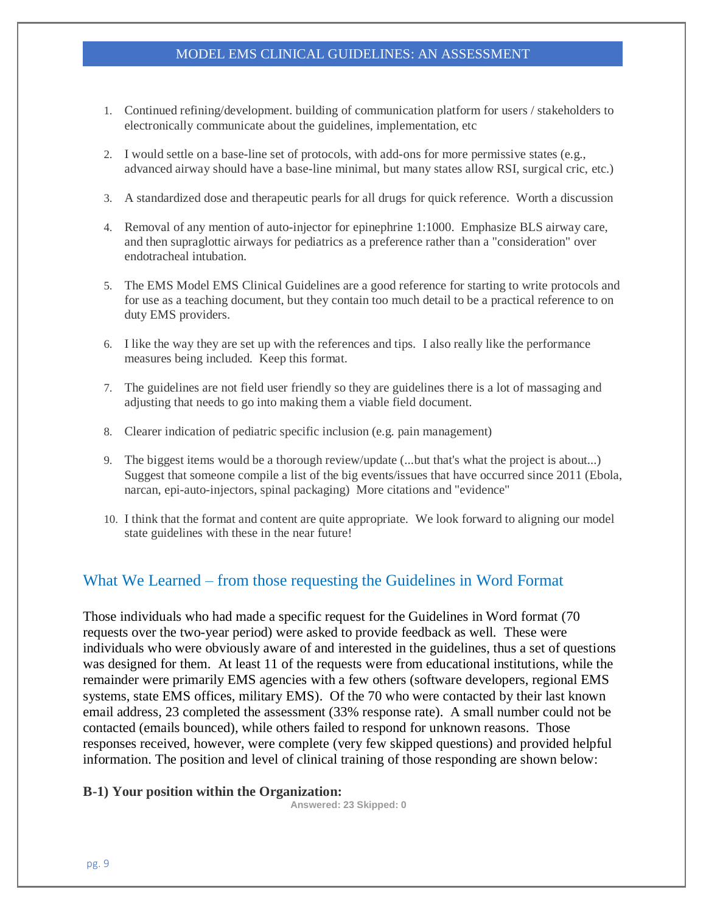1. Continued refining/development. building of communication platform for users / stakeholders to electronically communicate about the guidelines, implementation, etc

2. I would settle on a base-line set of protocols, with add-ons for more permissive states (e.g., advanced airway should have a base-line minimal, but many states allow RSI, surgical cric, etc.)

3. A standardized dose and therapeutic pearls for all drugs for quick reference. Worth a discussion

4. Removal of any mention of auto-injector for epinephrine 1:1000. Emphasize BLS airway care, and then supraglottic airways for pediatrics as a preference rather than a "consideration" over endotracheal intubation.

5. The EMS Model EMS Clinical Guidelines are a good reference for starting to write protocols and for use as a teaching document, but they contain too much detail to be a practical reference to on duty EMS providers.

6. I like the way they are set up with the references and tips. I also really like the performance measures being included. Keep this format.

7. The guidelines are not field user friendly so they are guidelines there is a lot of massaging and adjusting that needs to go into making them a viable field document.

8. Clearer indication of pediatric specific inclusion (e.g. pain management)

9. The biggest items would be a thorough review/update (...but that's what the project is about...) Suggest that someone compile a list of the big events/issues that have occurred since 2011 (Ebola, narcan, epi-auto-injectors, spinal packaging) More citations and "evidence"

10. I think that the format and content are quite appropriate. We look forward to aligning our model state guidelines with these in the near future!

## What We Learned – from those requesting the Guidelines in Word Format

Those individuals who had made a specific request for the Guidelines in Word format (70 requests over the two-year period) were asked to provide feedback as well. These were individuals who were obviously aware of and interested in the guidelines, thus a set of questions was designed for them. At least 11 of the requests were from educational institutions, while the remainder were primarily EMS agencies with a few others (software developers, regional EMS systems, state EMS offices, military EMS). Of the 70 who were contacted by their last known email address, 23 completed the assessment (33% response rate). A small number could not be contacted (emails bounced), while others failed to respond for unknown reasons. Those responses received, however, were complete (very few skipped questions) and provided helpful information. The position and level of clinical training of those responding are shown below:

**B-1) Your position within the Organization:**

Answered: 23 Skipped: 0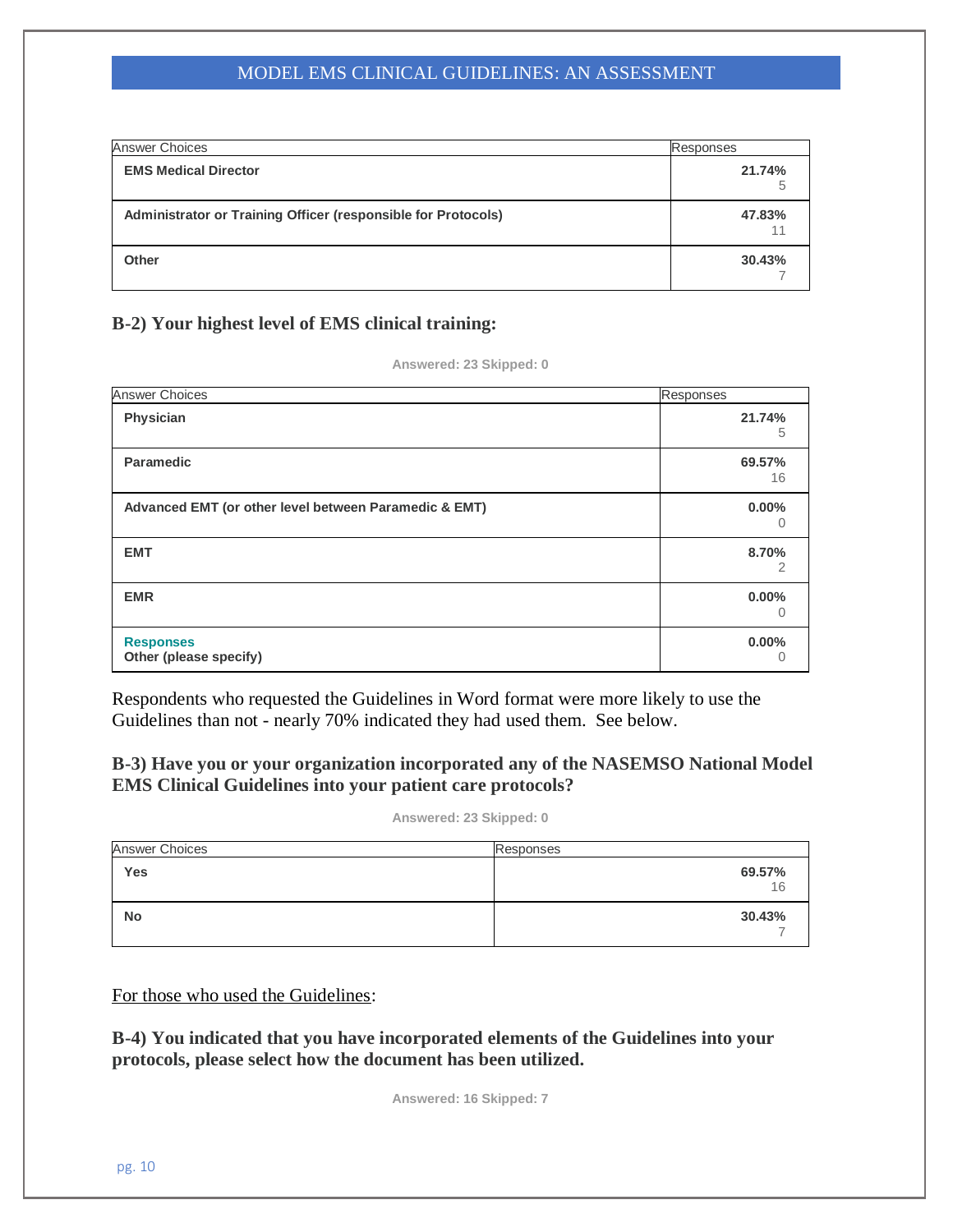| Answer Choices | Responses |
|---|---|
| **EMS Medical Director** | **21.74%** 5 |
| **Administrator or Training Officer (responsible for Protocols)** | **47.83%** 11 |
| **Other** | **30.43%** 7 |

### B-2) Your highest level of EMS clinical training:

**Answered: 23 Skipped: 0**

| Answer Choices | Responses |
|---|---|
| **Physician** | **21.74%** 5 |
| **Paramedic** | **69.57%** 16 |
| **Advanced EMT (or other level between Paramedic & EMT)** | **0.00%** 0 |
| **EMT** | **8.70%** 2 |
| **EMR** | **0.00%** 0 |
| **Responses** Other (please specify) | **0.00%** 0 |

Respondents who requested the Guidelines in Word format were more likely to use the Guidelines than not - nearly 70% indicated they had used them. See below.

### B-3) Have you or your organization incorporated any of the NASEMSO National Model EMS Clinical Guidelines into your patient care protocols?

**Answered: 23 Skipped: 0**

| Answer Choices | Responses |
|---|---|
| **Yes** | **69.57%** 16 |
| **No** | **30.43%** 7 |

For those who used the Guidelines:

### B-4) You indicated that you have incorporated elements of the Guidelines into your protocols, please select how the document has been utilized.

**Answered: 16 Skipped: 7**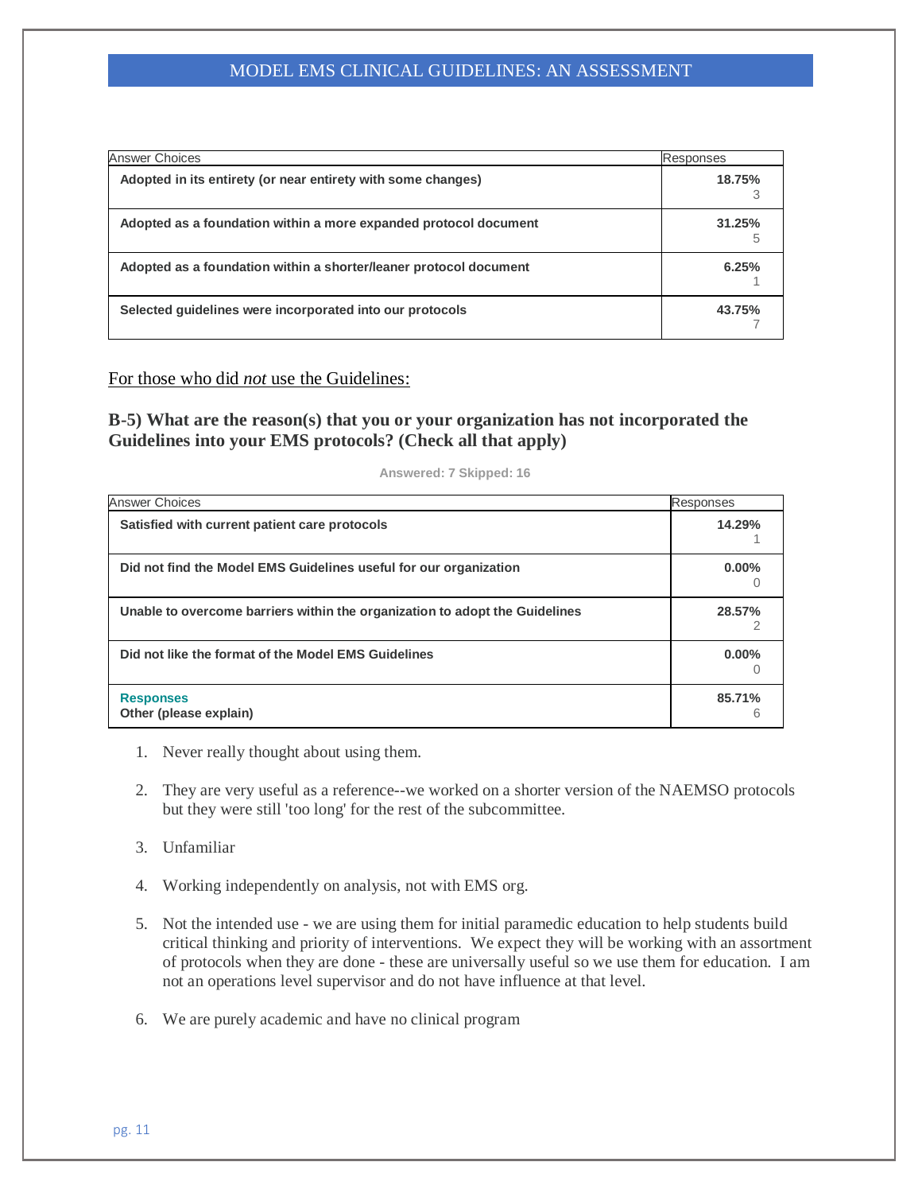| Answer Choices | Responses |
|---|---|
| **Adopted in its entirety (or near entirety with some changes)** | **18.75%** 3 |
| **Adopted as a foundation within a more expanded protocol document** | **31.25%** 5 |
| **Adopted as a foundation within a shorter/leaner protocol document** | **6.25%** 1 |
| **Selected guidelines were incorporated into our protocols** | **43.75%** 7 |

For those who did *not* use the Guidelines:

### B-5) What are the reason(s) that you or your organization has not incorporated the Guidelines into your EMS protocols? (Check all that apply)

**Answered: 7 Skipped: 16**

| Answer Choices | Responses |
|---|---|
| **Satisfied with current patient care protocols** | **14.29%** 1 |
| **Did not find the Model EMS Guidelines useful for our organization** | **0.00%** 0 |
| **Unable to overcome barriers within the organization to adopt the Guidelines** | **28.57%** 2 |
| **Did not like the format of the Model EMS Guidelines** | **0.00%** 0 |
| **Responses** **Other (please explain)** | **85.71%** 6 |

1. Never really thought about using them.
2. They are very useful as a reference--we worked on a shorter version of the NAEMSO protocols but they were still 'too long' for the rest of the subcommittee.
3. Unfamiliar
4. Working independently on analysis, not with EMS org.
5. Not the intended use - we are using them for initial paramedic education to help students build critical thinking and priority of interventions. We expect they will be working with an assortment of protocols when they are done - these are universally useful so we use them for education. I am not an operations level supervisor and do not have influence at that level.
6. We are purely academic and have no clinical program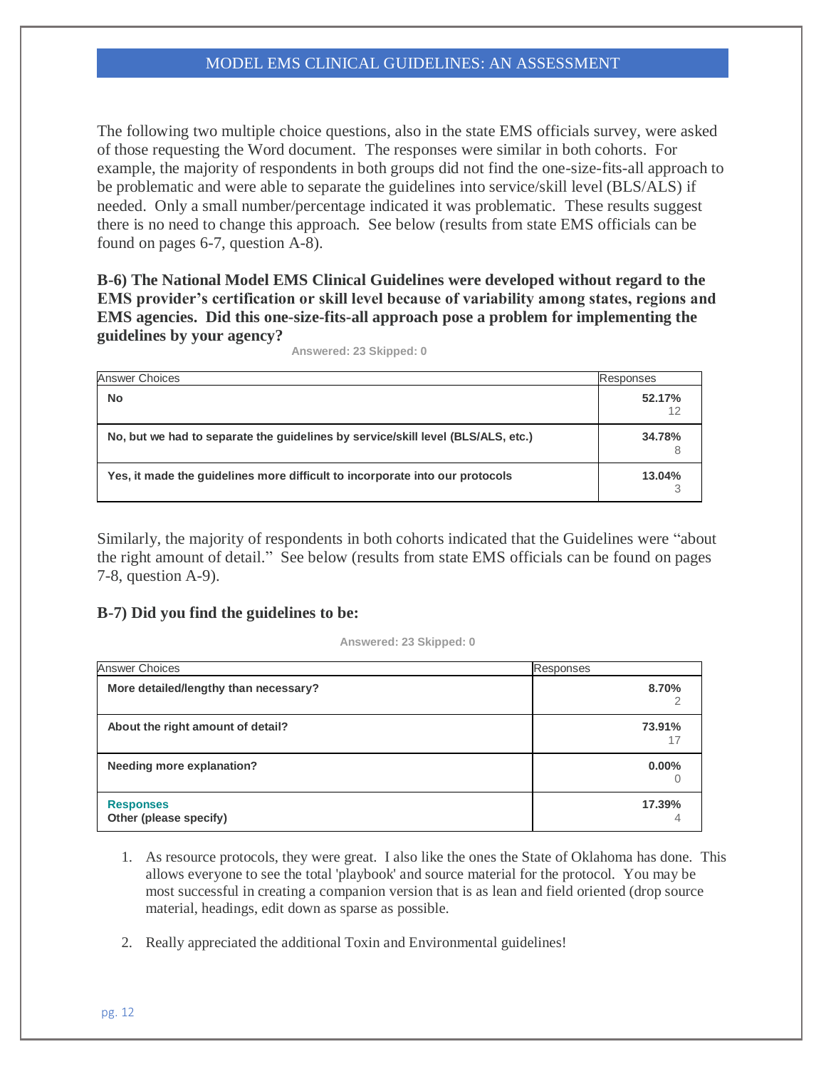The following two multiple choice questions, also in the state EMS officials survey, were asked of those requesting the Word document. The responses were similar in both cohorts. For example, the majority of respondents in both groups did not find the one-size-fits-all approach to be problematic and were able to separate the guidelines into service/skill level (BLS/ALS) if needed. Only a small number/percentage indicated it was problematic. These results suggest there is no need to change this approach. See below (results from state EMS officials can be found on pages 6-7, question A-8).

**B-6) The National Model EMS Clinical Guidelines were developed without regard to the EMS provider's certification or skill level because of variability among states, regions and EMS agencies. Did this one-size-fits-all approach pose a problem for implementing the guidelines by your agency?**

Answered: 23 Skipped: 0

| Answer Choices | Responses |
|---|---|
| **No** | **52.17%** 12 |
| **No, but we had to separate the guidelines by service/skill level (BLS/ALS, etc.)** | **34.78%** 8 |
| **Yes, it made the guidelines more difficult to incorporate into our protocols** | **13.04%** 3 |

Similarly, the majority of respondents in both cohorts indicated that the Guidelines were "about the right amount of detail." See below (results from state EMS officials can be found on pages 7-8, question A-9).

**B-7) Did you find the guidelines to be:**

Answered: 23 Skipped: 0

| Answer Choices | Responses |
|---|---|
| **More detailed/lengthy than necessary?** | **8.70%** 2 |
| **About the right amount of detail?** | **73.91%** 17 |
| **Needing more explanation?** | **0.00%** 0 |
| **Responses** **Other (please specify)** | **17.39%** 4 |

1. As resource protocols, they were great. I also like the ones the State of Oklahoma has done. This allows everyone to see the total 'playbook' and source material for the protocol. You may be most successful in creating a companion version that is as lean and field oriented (drop source material, headings, edit down as sparse as possible.

2. Really appreciated the additional Toxin and Environmental guidelines!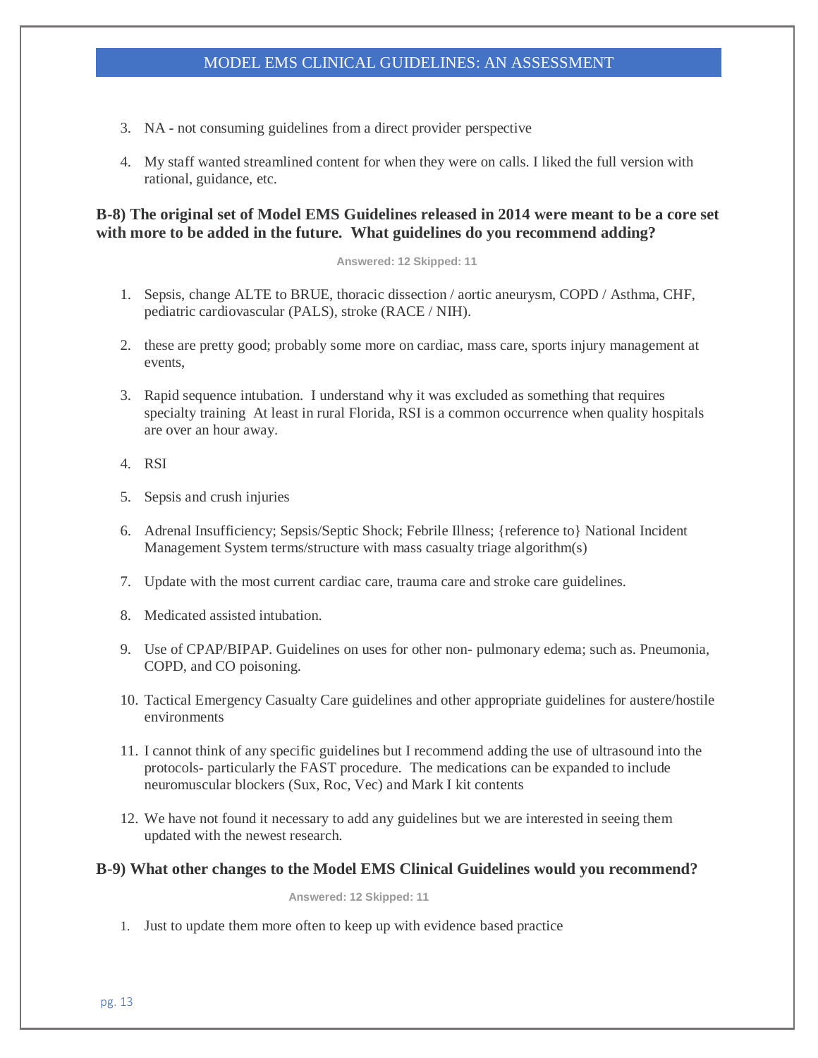3. NA - not consuming guidelines from a direct provider perspective

4. My staff wanted streamlined content for when they were on calls. I liked the full version with rational, guidance, etc.

**B-8) The original set of Model EMS Guidelines released in 2014 were meant to be a core set with more to be added in the future. What guidelines do you recommend adding?**

Answered: 12 Skipped: 11

1. Sepsis, change ALTE to BRUE, thoracic dissection / aortic aneurysm, COPD / Asthma, CHF, pediatric cardiovascular (PALS), stroke (RACE / NIH).

2. these are pretty good; probably some more on cardiac, mass care, sports injury management at events,

3. Rapid sequence intubation. I understand why it was excluded as something that requires specialty training At least in rural Florida, RSI is a common occurrence when quality hospitals are over an hour away.

4. RSI

5. Sepsis and crush injuries

6. Adrenal Insufficiency; Sepsis/Septic Shock; Febrile Illness; {reference to} National Incident Management System terms/structure with mass casualty triage algorithm(s)

7. Update with the most current cardiac care, trauma care and stroke care guidelines.

8. Medicated assisted intubation.

9. Use of CPAP/BIPAP. Guidelines on uses for other non- pulmonary edema; such as. Pneumonia, COPD, and CO poisoning.

10. Tactical Emergency Casualty Care guidelines and other appropriate guidelines for austere/hostile environments

11. I cannot think of any specific guidelines but I recommend adding the use of ultrasound into the protocols- particularly the FAST procedure. The medications can be expanded to include neuromuscular blockers (Sux, Roc, Vec) and Mark I kit contents

12. We have not found it necessary to add any guidelines but we are interested in seeing them updated with the newest research.

**B-9) What other changes to the Model EMS Clinical Guidelines would you recommend?**

Answered: 12 Skipped: 11

1. Just to update them more often to keep up with evidence based practice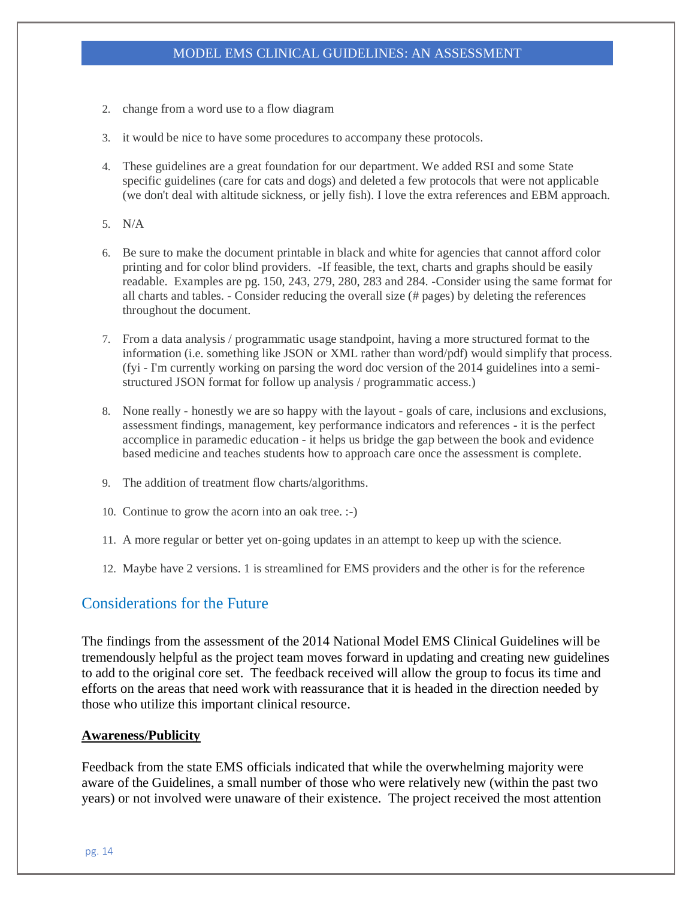2. change from a word use to a flow diagram
3. it would be nice to have some procedures to accompany these protocols.
4. These guidelines are a great foundation for our department. We added RSI and some State specific guidelines (care for cats and dogs) and deleted a few protocols that were not applicable (we don't deal with altitude sickness, or jelly fish). I love the extra references and EBM approach.
5. N/A
6. Be sure to make the document printable in black and white for agencies that cannot afford color printing and for color blind providers. -If feasible, the text, charts and graphs should be easily readable. Examples are pg. 150, 243, 279, 280, 283 and 284. -Consider using the same format for all charts and tables. - Consider reducing the overall size (# pages) by deleting the references throughout the document.
7. From a data analysis / programmatic usage standpoint, having a more structured format to the information (i.e. something like JSON or XML rather than word/pdf) would simplify that process. (fyi - I'm currently working on parsing the word doc version of the 2014 guidelines into a semi-structured JSON format for follow up analysis / programmatic access.)
8. None really - honestly we are so happy with the layout - goals of care, inclusions and exclusions, assessment findings, management, key performance indicators and references - it is the perfect accomplice in paramedic education - it helps us bridge the gap between the book and evidence based medicine and teaches students how to approach care once the assessment is complete.
9. The addition of treatment flow charts/algorithms.
10. Continue to grow the acorn into an oak tree. :-)
11. A more regular or better yet on-going updates in an attempt to keep up with the science.
12. Maybe have 2 versions. 1 is streamlined for EMS providers and the other is for the reference

## Considerations for the Future

The findings from the assessment of the 2014 National Model EMS Clinical Guidelines will be tremendously helpful as the project team moves forward in updating and creating new guidelines to add to the original core set. The feedback received will allow the group to focus its time and efforts on the areas that need work with reassurance that it is headed in the direction needed by those who utilize this important clinical resource.

**Awareness/Publicity**

Feedback from the state EMS officials indicated that while the overwhelming majority were aware of the Guidelines, a small number of those who were relatively new (within the past two years) or not involved were unaware of their existence. The project received the most attention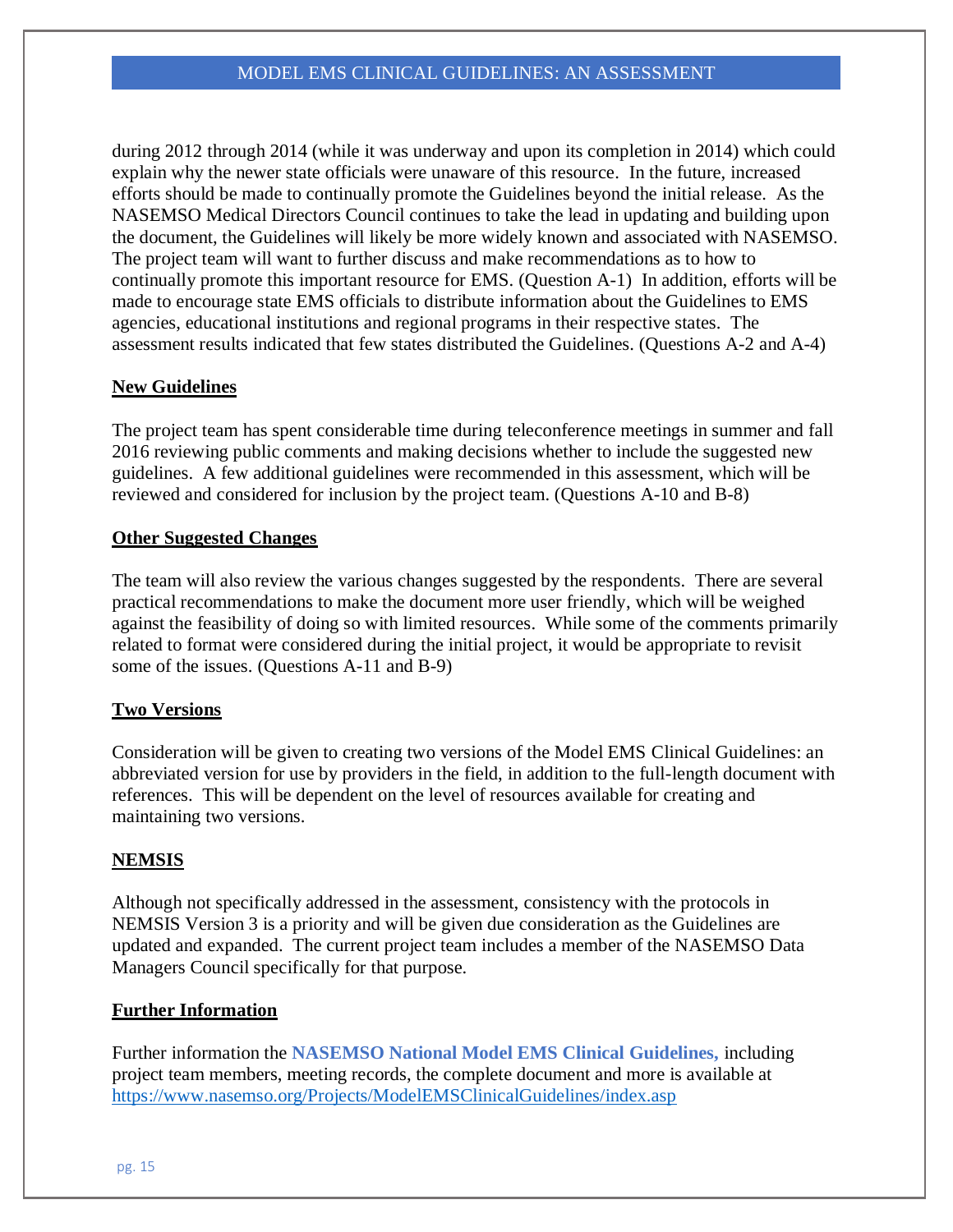during 2012 through 2014 (while it was underway and upon its completion in 2014) which could explain why the newer state officials were unaware of this resource. In the future, increased efforts should be made to continually promote the Guidelines beyond the initial release. As the NASEMSO Medical Directors Council continues to take the lead in updating and building upon the document, the Guidelines will likely be more widely known and associated with NASEMSO. The project team will want to further discuss and make recommendations as to how to continually promote this important resource for EMS. (Question A-1) In addition, efforts will be made to encourage state EMS officials to distribute information about the Guidelines to EMS agencies, educational institutions and regional programs in their respective states. The assessment results indicated that few states distributed the Guidelines. (Questions A-2 and A-4)

## New Guidelines

The project team has spent considerable time during teleconference meetings in summer and fall 2016 reviewing public comments and making decisions whether to include the suggested new guidelines. A few additional guidelines were recommended in this assessment, which will be reviewed and considered for inclusion by the project team. (Questions A-10 and B-8)

## Other Suggested Changes

The team will also review the various changes suggested by the respondents. There are several practical recommendations to make the document more user friendly, which will be weighed against the feasibility of doing so with limited resources. While some of the comments primarily related to format were considered during the initial project, it would be appropriate to revisit some of the issues. (Questions A-11 and B-9)

## Two Versions

Consideration will be given to creating two versions of the Model EMS Clinical Guidelines: an abbreviated version for use by providers in the field, in addition to the full-length document with references. This will be dependent on the level of resources available for creating and maintaining two versions.

## NEMSIS

Although not specifically addressed in the assessment, consistency with the protocols in NEMSIS Version 3 is a priority and will be given due consideration as the Guidelines are updated and expanded. The current project team includes a member of the NASEMSO Data Managers Council specifically for that purpose.

## Further Information

Further information the **NASEMSO National Model EMS Clinical Guidelines,** including project team members, meeting records, the complete document and more is available at https://www.nasemso.org/Projects/ModelEMSClinicalGuidelines/index.asp